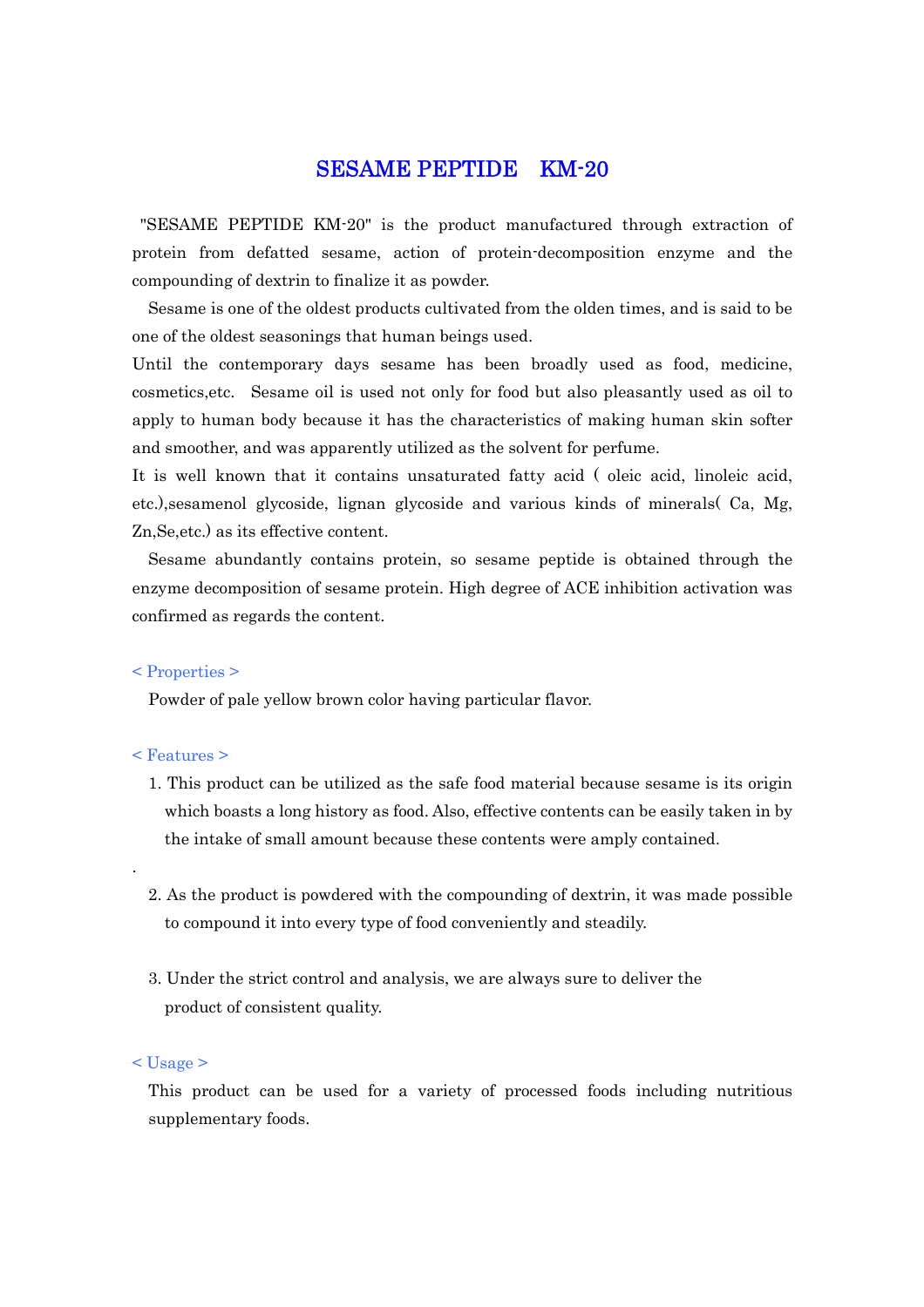# SESAME PEPTIDE　KM-20

"SESAME PEPTIDE KM-20" is the product manufactured through extraction of protein from defatted sesame, action of protein-decomposition enzyme and the compounding of dextrin to finalize it as powder.

Sesame is one of the oldest products cultivated from the olden times, and is said to be one of the oldest seasonings that human beings used.

Until the contemporary days sesame has been broadly used as food, medicine, cosmetics,etc. Sesame oil is used not only for food but also pleasantly used as oil to apply to human body because it has the characteristics of making human skin softer and smoother, and was apparently utilized as the solvent for perfume.

It is well known that it contains unsaturated fatty acid ( oleic acid, linoleic acid, etc.),sesamenol glycoside, lignan glycoside and various kinds of minerals( Ca, Mg, Zn,Se,etc.) as its effective content.

Sesame abundantly contains protein, so sesame peptide is obtained through the enzyme decomposition of sesame protein. High degree of ACE inhibition activation was confirmed as regards the content.

## < Properties >

Powder of pale yellow brown color having particular flavor.

## < Features >

1. This product can be utilized as the safe food material because sesame is its origin which boasts a long history as food. Also, effective contents can be easily taken in by the intake of small amount because these contents were amply contained.

.

2. As the product is powdered with the compounding of dextrin, it was made possible to compound it into every type of food conveniently and steadily.

3. Under the strict control and analysis, we are always sure to deliver the product of consistent quality.

## < Usage >

This product can be used for a variety of processed foods including nutritious supplementary foods.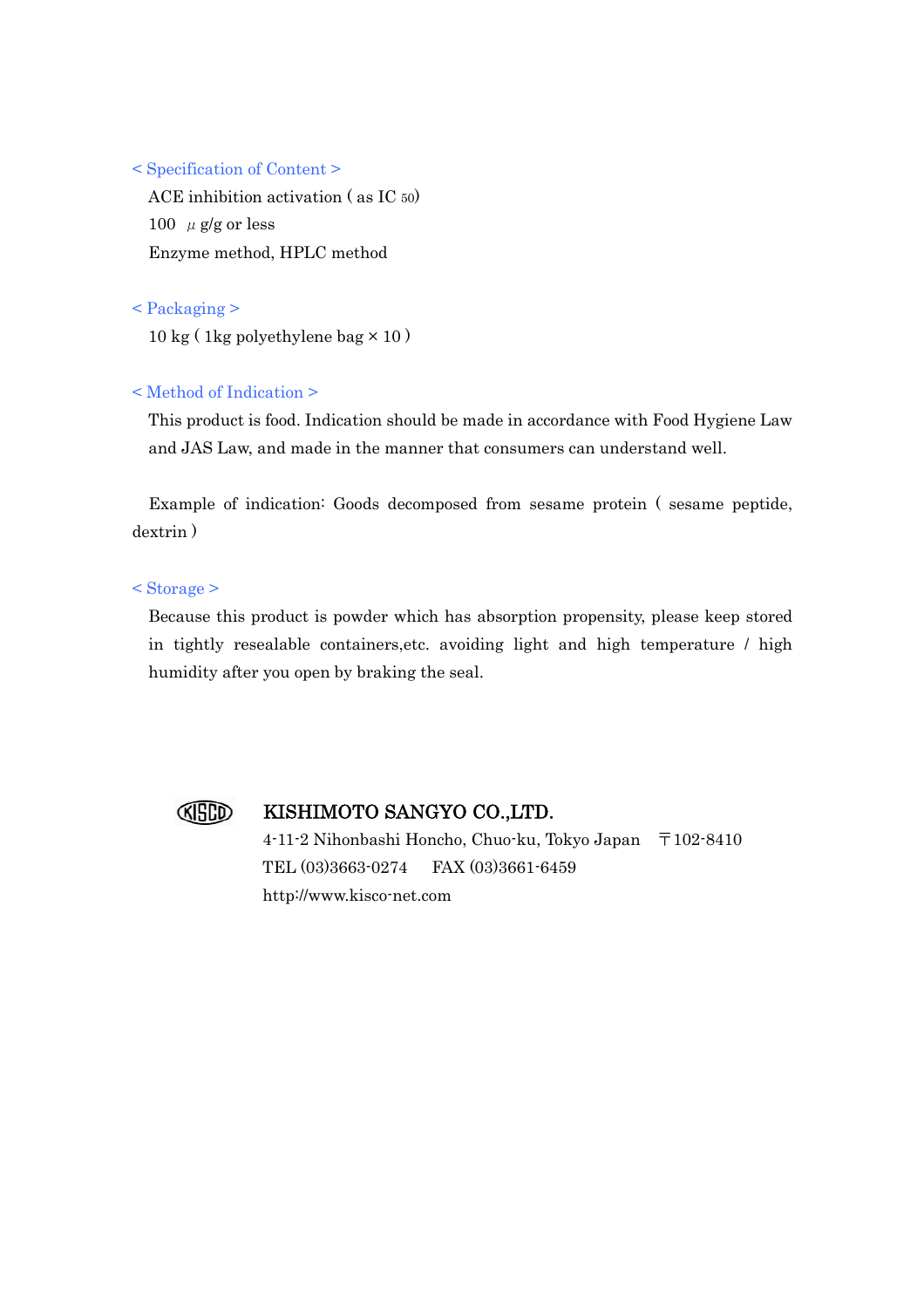< Specification of Content >

ACE inhibition activation ( as $IC_{50}$)

100 μg/g or less

Enzyme method, HPLC method

< Packaging >

10 kg ( 1kg polyethylene bag × 10 )

< Method of Indication >

This product is food. Indication should be made in accordance with Food Hygiene Law and JAS Law, and made in the manner that consumers can understand well.

Example of indication: Goods decomposed from sesame protein ( sesame peptide, dextrin )

< Storage >

Because this product is powder which has absorption propensity, please keep stored in tightly resealable containers,etc. avoiding light and high temperature / high humidity after you open by braking the seal.

KISCO

**KISHIMOTO SANGYO CO.,LTD.**

4-11-2 Nihonbashi Honcho, Chuo-ku, Tokyo Japan 〒102-8410

TEL (03)3663-0274 FAX (03)3661-6459

http://www.kisco-net.com